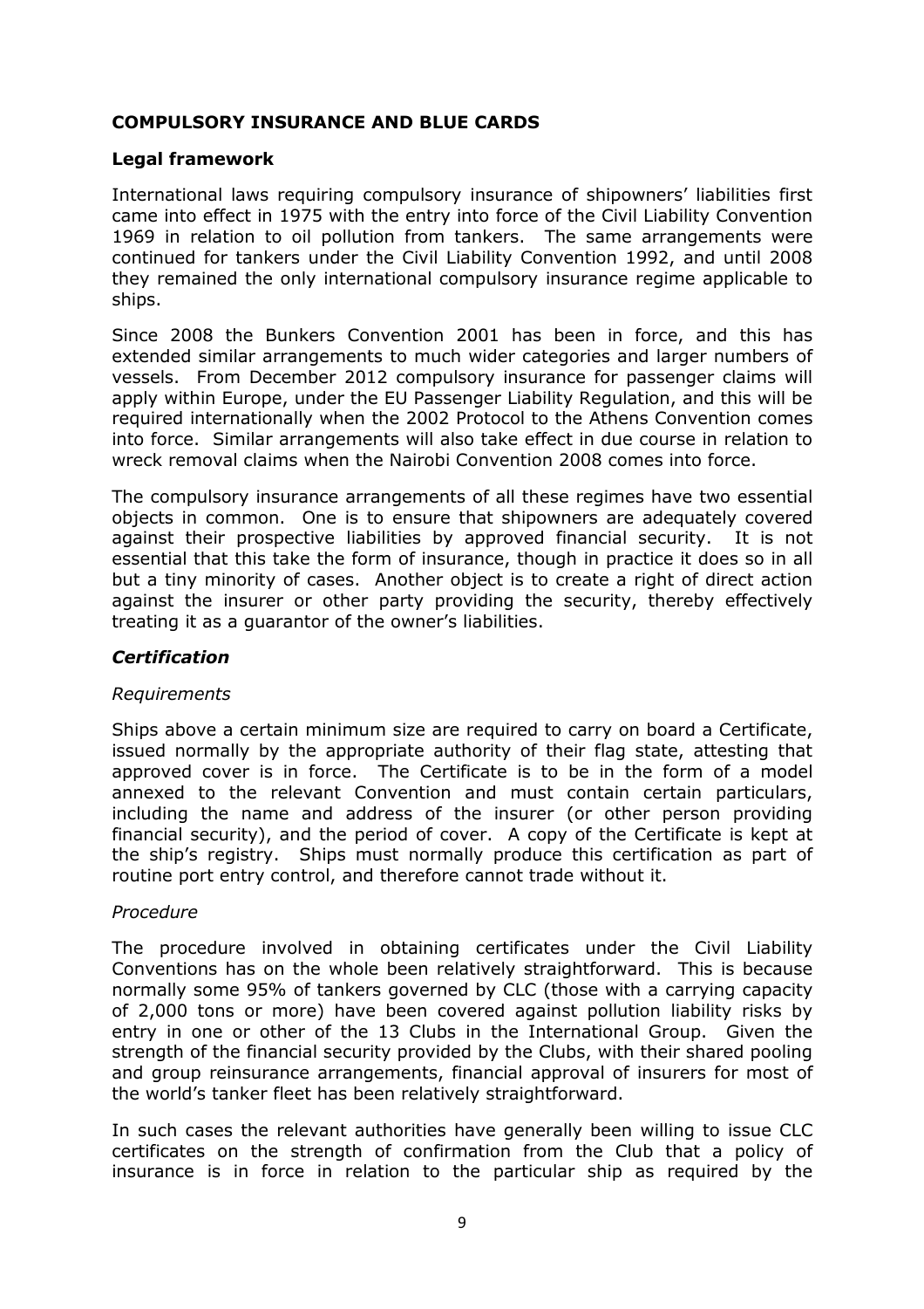## COMPULSORY INSURANCE AND BLUE CARDS

### Legal framework

International laws requiring compulsory insurance of shipowners' liabilities first came into effect in 1975 with the entry into force of the Civil Liability Convention 1969 in relation to oil pollution from tankers. The same arrangements were continued for tankers under the Civil Liability Convention 1992, and until 2008 they remained the only international compulsory insurance regime applicable to ships.

Since 2008 the Bunkers Convention 2001 has been in force, and this has extended similar arrangements to much wider categories and larger numbers of vessels. From December 2012 compulsory insurance for passenger claims will apply within Europe, under the EU Passenger Liability Regulation, and this will be required internationally when the 2002 Protocol to the Athens Convention comes into force. Similar arrangements will also take effect in due course in relation to wreck removal claims when the Nairobi Convention 2008 comes into force.

The compulsory insurance arrangements of all these regimes have two essential objects in common. One is to ensure that shipowners are adequately covered against their prospective liabilities by approved financial security. It is not essential that this take the form of insurance, though in practice it does so in all but a tiny minority of cases. Another object is to create a right of direct action against the insurer or other party providing the security, thereby effectively treating it as a guarantor of the owner's liabilities.

### *Certification*

*Requirements*

Ships above a certain minimum size are required to carry on board a Certificate, issued normally by the appropriate authority of their flag state, attesting that approved cover is in force. The Certificate is to be in the form of a model annexed to the relevant Convention and must contain certain particulars, including the name and address of the insurer (or other person providing financial security), and the period of cover. A copy of the Certificate is kept at the ship's registry. Ships must normally produce this certification as part of routine port entry control, and therefore cannot trade without it.

*Procedure*

The procedure involved in obtaining certificates under the Civil Liability Conventions has on the whole been relatively straightforward. This is because normally some 95% of tankers governed by CLC (those with a carrying capacity of 2,000 tons or more) have been covered against pollution liability risks by entry in one or other of the 13 Clubs in the International Group. Given the strength of the financial security provided by the Clubs, with their shared pooling and group reinsurance arrangements, financial approval of insurers for most of the world's tanker fleet has been relatively straightforward.

In such cases the relevant authorities have generally been willing to issue CLC certificates on the strength of confirmation from the Club that a policy of insurance is in force in relation to the particular ship as required by the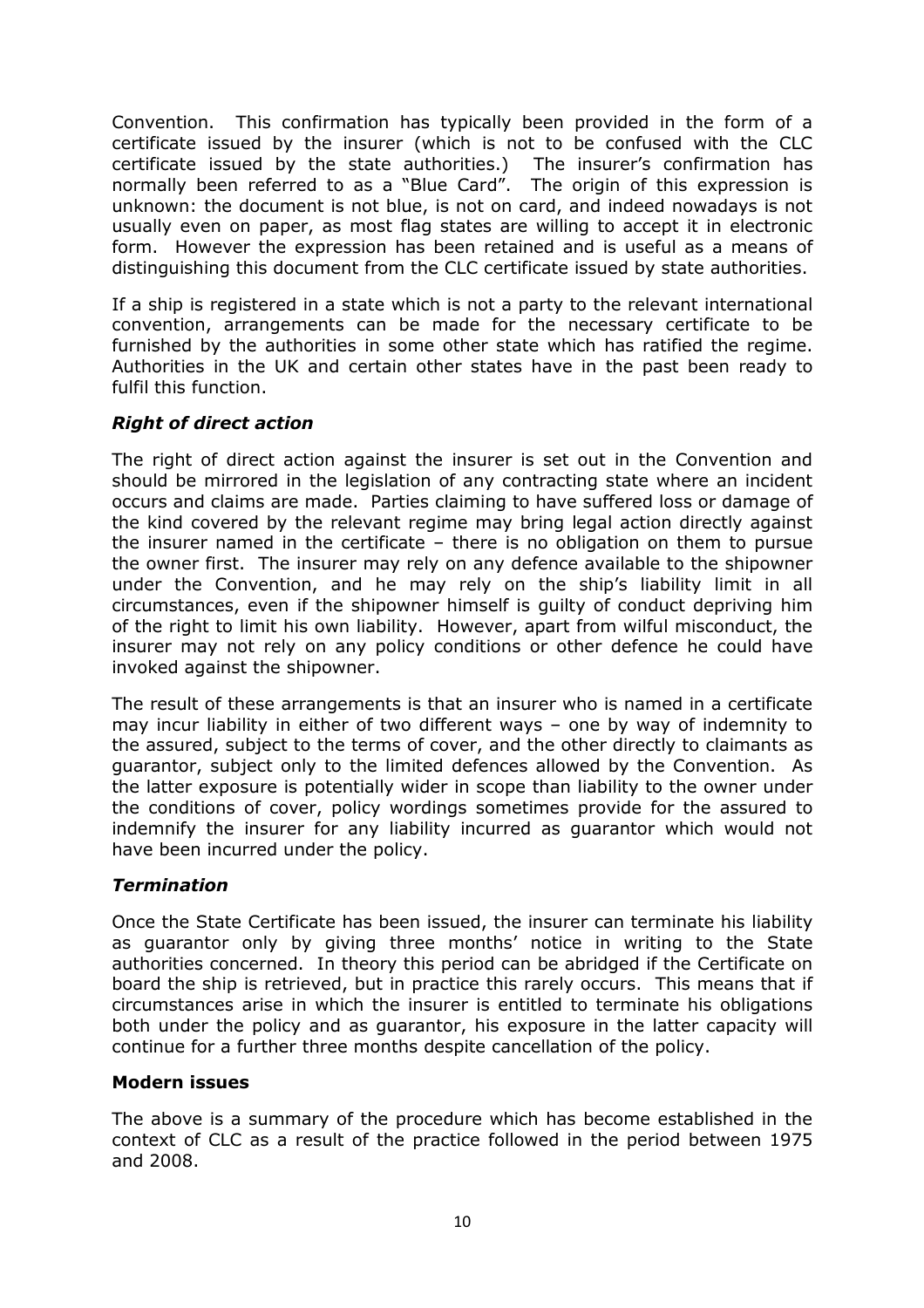Convention. This confirmation has typically been provided in the form of a certificate issued by the insurer (which is not to be confused with the CLC certificate issued by the state authorities.) The insurer's confirmation has normally been referred to as a "Blue Card". The origin of this expression is unknown: the document is not blue, is not on card, and indeed nowadays is not usually even on paper, as most flag states are willing to accept it in electronic form. However the expression has been retained and is useful as a means of distinguishing this document from the CLC certificate issued by state authorities.

If a ship is registered in a state which is not a party to the relevant international convention, arrangements can be made for the necessary certificate to be furnished by the authorities in some other state which has ratified the regime. Authorities in the UK and certain other states have in the past been ready to fulfil this function.

### *Right of direct action*

The right of direct action against the insurer is set out in the Convention and should be mirrored in the legislation of any contracting state where an incident occurs and claims are made. Parties claiming to have suffered loss or damage of the kind covered by the relevant regime may bring legal action directly against the insurer named in the certificate – there is no obligation on them to pursue the owner first. The insurer may rely on any defence available to the shipowner under the Convention, and he may rely on the ship's liability limit in all circumstances, even if the shipowner himself is guilty of conduct depriving him of the right to limit his own liability. However, apart from wilful misconduct, the insurer may not rely on any policy conditions or other defence he could have invoked against the shipowner.

The result of these arrangements is that an insurer who is named in a certificate may incur liability in either of two different ways – one by way of indemnity to the assured, subject to the terms of cover, and the other directly to claimants as guarantor, subject only to the limited defences allowed by the Convention. As the latter exposure is potentially wider in scope than liability to the owner under the conditions of cover, policy wordings sometimes provide for the assured to indemnify the insurer for any liability incurred as guarantor which would not have been incurred under the policy.

### *Termination*

Once the State Certificate has been issued, the insurer can terminate his liability as guarantor only by giving three months' notice in writing to the State authorities concerned. In theory this period can be abridged if the Certificate on board the ship is retrieved, but in practice this rarely occurs. This means that if circumstances arise in which the insurer is entitled to terminate his obligations both under the policy and as guarantor, his exposure in the latter capacity will continue for a further three months despite cancellation of the policy.

## Modern issues

The above is a summary of the procedure which has become established in the context of CLC as a result of the practice followed in the period between 1975 and 2008.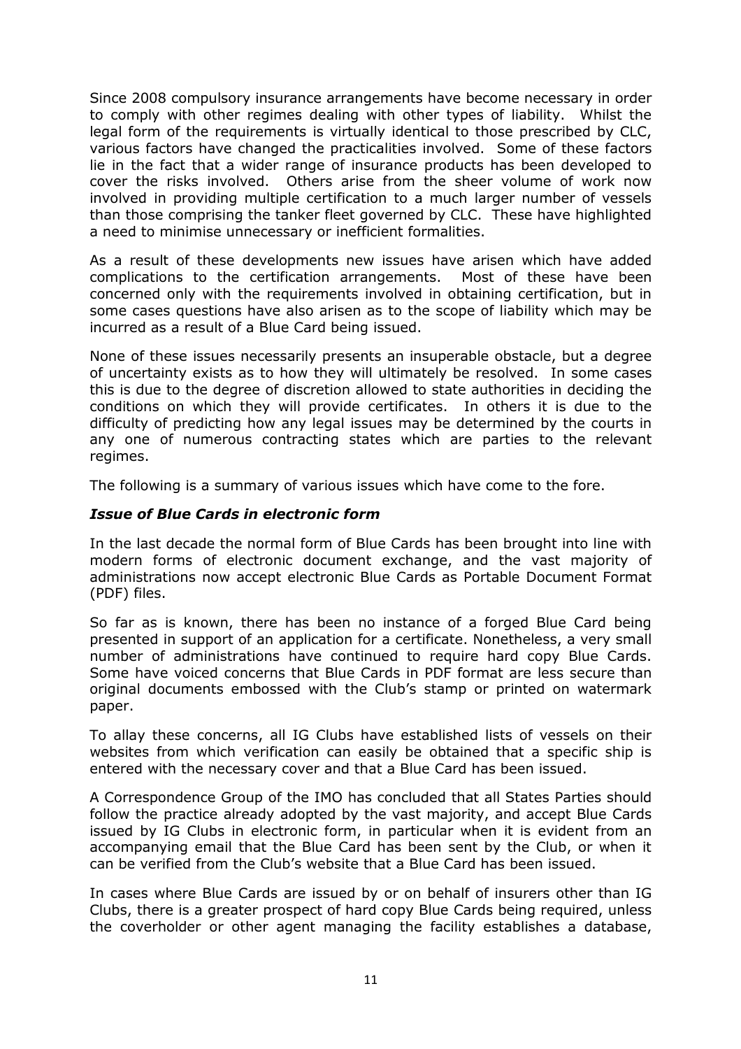Since 2008 compulsory insurance arrangements have become necessary in order to comply with other regimes dealing with other types of liability. Whilst the legal form of the requirements is virtually identical to those prescribed by CLC, various factors have changed the practicalities involved. Some of these factors lie in the fact that a wider range of insurance products has been developed to cover the risks involved. Others arise from the sheer volume of work now involved in providing multiple certification to a much larger number of vessels than those comprising the tanker fleet governed by CLC. These have highlighted a need to minimise unnecessary or inefficient formalities.

As a result of these developments new issues have arisen which have added complications to the certification arrangements. Most of these have been concerned only with the requirements involved in obtaining certification, but in some cases questions have also arisen as to the scope of liability which may be incurred as a result of a Blue Card being issued.

None of these issues necessarily presents an insuperable obstacle, but a degree of uncertainty exists as to how they will ultimately be resolved. In some cases this is due to the degree of discretion allowed to state authorities in deciding the conditions on which they will provide certificates. In others it is due to the difficulty of predicting how any legal issues may be determined by the courts in any one of numerous contracting states which are parties to the relevant regimes.

The following is a summary of various issues which have come to the fore.

### *Issue of Blue Cards in electronic form*

In the last decade the normal form of Blue Cards has been brought into line with modern forms of electronic document exchange, and the vast majority of administrations now accept electronic Blue Cards as Portable Document Format (PDF) files.

So far as is known, there has been no instance of a forged Blue Card being presented in support of an application for a certificate. Nonetheless, a very small number of administrations have continued to require hard copy Blue Cards. Some have voiced concerns that Blue Cards in PDF format are less secure than original documents embossed with the Club's stamp or printed on watermark paper.

To allay these concerns, all IG Clubs have established lists of vessels on their websites from which verification can easily be obtained that a specific ship is entered with the necessary cover and that a Blue Card has been issued.

A Correspondence Group of the IMO has concluded that all States Parties should follow the practice already adopted by the vast majority, and accept Blue Cards issued by IG Clubs in electronic form, in particular when it is evident from an accompanying email that the Blue Card has been sent by the Club, or when it can be verified from the Club's website that a Blue Card has been issued.

In cases where Blue Cards are issued by or on behalf of insurers other than IG Clubs, there is a greater prospect of hard copy Blue Cards being required, unless the coverholder or other agent managing the facility establishes a database,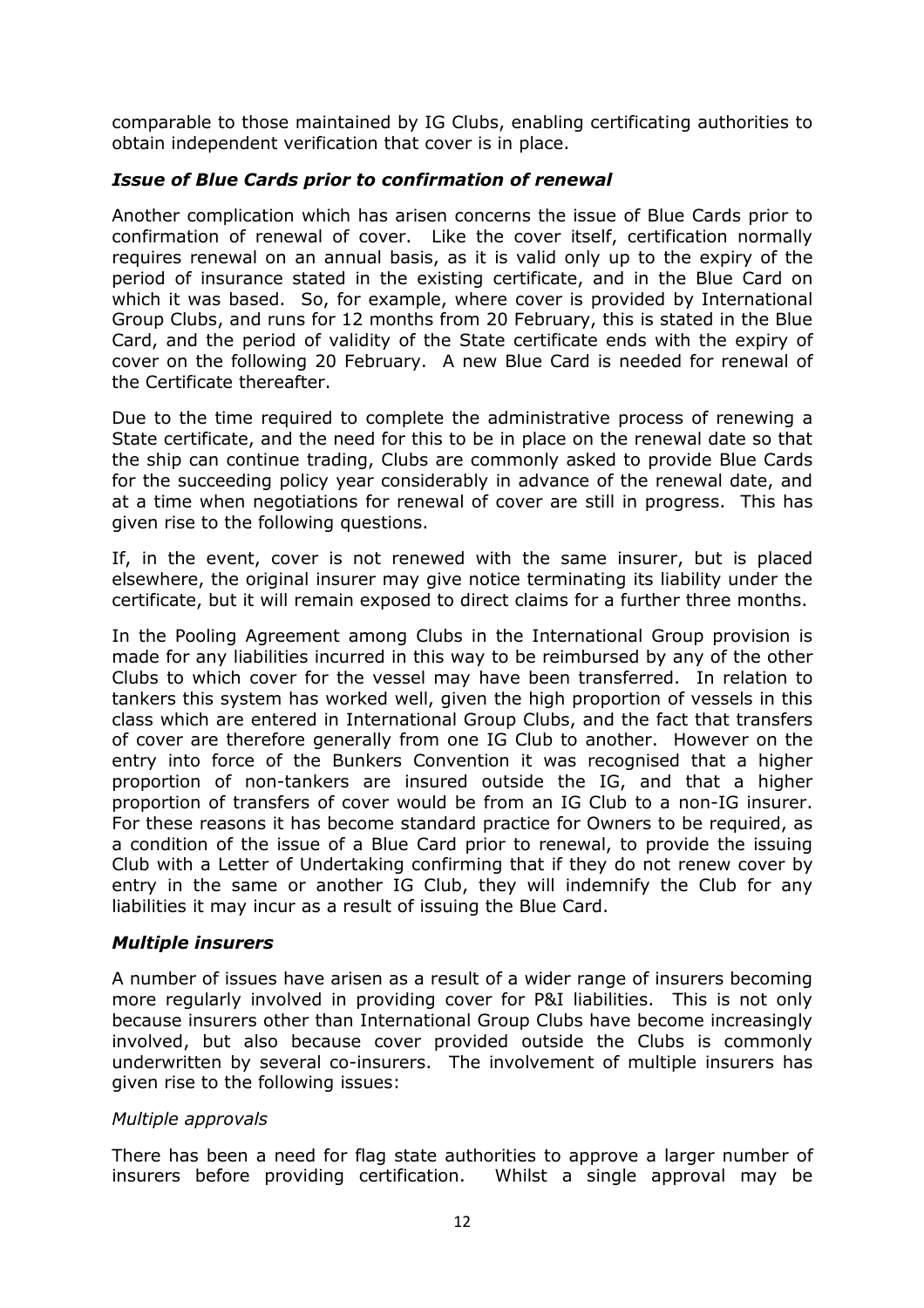comparable to those maintained by IG Clubs, enabling certificating authorities to obtain independent verification that cover is in place.

### *Issue of Blue Cards prior to confirmation of renewal*

Another complication which has arisen concerns the issue of Blue Cards prior to confirmation of renewal of cover. Like the cover itself, certification normally requires renewal on an annual basis, as it is valid only up to the expiry of the period of insurance stated in the existing certificate, and in the Blue Card on which it was based. So, for example, where cover is provided by International Group Clubs, and runs for 12 months from 20 February, this is stated in the Blue Card, and the period of validity of the State certificate ends with the expiry of cover on the following 20 February. A new Blue Card is needed for renewal of the Certificate thereafter.

Due to the time required to complete the administrative process of renewing a State certificate, and the need for this to be in place on the renewal date so that the ship can continue trading, Clubs are commonly asked to provide Blue Cards for the succeeding policy year considerably in advance of the renewal date, and at a time when negotiations for renewal of cover are still in progress. This has given rise to the following questions.

If, in the event, cover is not renewed with the same insurer, but is placed elsewhere, the original insurer may give notice terminating its liability under the certificate, but it will remain exposed to direct claims for a further three months.

In the Pooling Agreement among Clubs in the International Group provision is made for any liabilities incurred in this way to be reimbursed by any of the other Clubs to which cover for the vessel may have been transferred. In relation to tankers this system has worked well, given the high proportion of vessels in this class which are entered in International Group Clubs, and the fact that transfers of cover are therefore generally from one IG Club to another. However on the entry into force of the Bunkers Convention it was recognised that a higher proportion of non-tankers are insured outside the IG, and that a higher proportion of transfers of cover would be from an IG Club to a non-IG insurer. For these reasons it has become standard practice for Owners to be required, as a condition of the issue of a Blue Card prior to renewal, to provide the issuing Club with a Letter of Undertaking confirming that if they do not renew cover by entry in the same or another IG Club, they will indemnify the Club for any liabilities it may incur as a result of issuing the Blue Card.

### *Multiple insurers*

A number of issues have arisen as a result of a wider range of insurers becoming more regularly involved in providing cover for P&I liabilities. This is not only because insurers other than International Group Clubs have become increasingly involved, but also because cover provided outside the Clubs is commonly underwritten by several co-insurers. The involvement of multiple insurers has given rise to the following issues:

#### *Multiple approvals*

There has been a need for flag state authorities to approve a larger number of insurers before providing certification. Whilst a single approval may be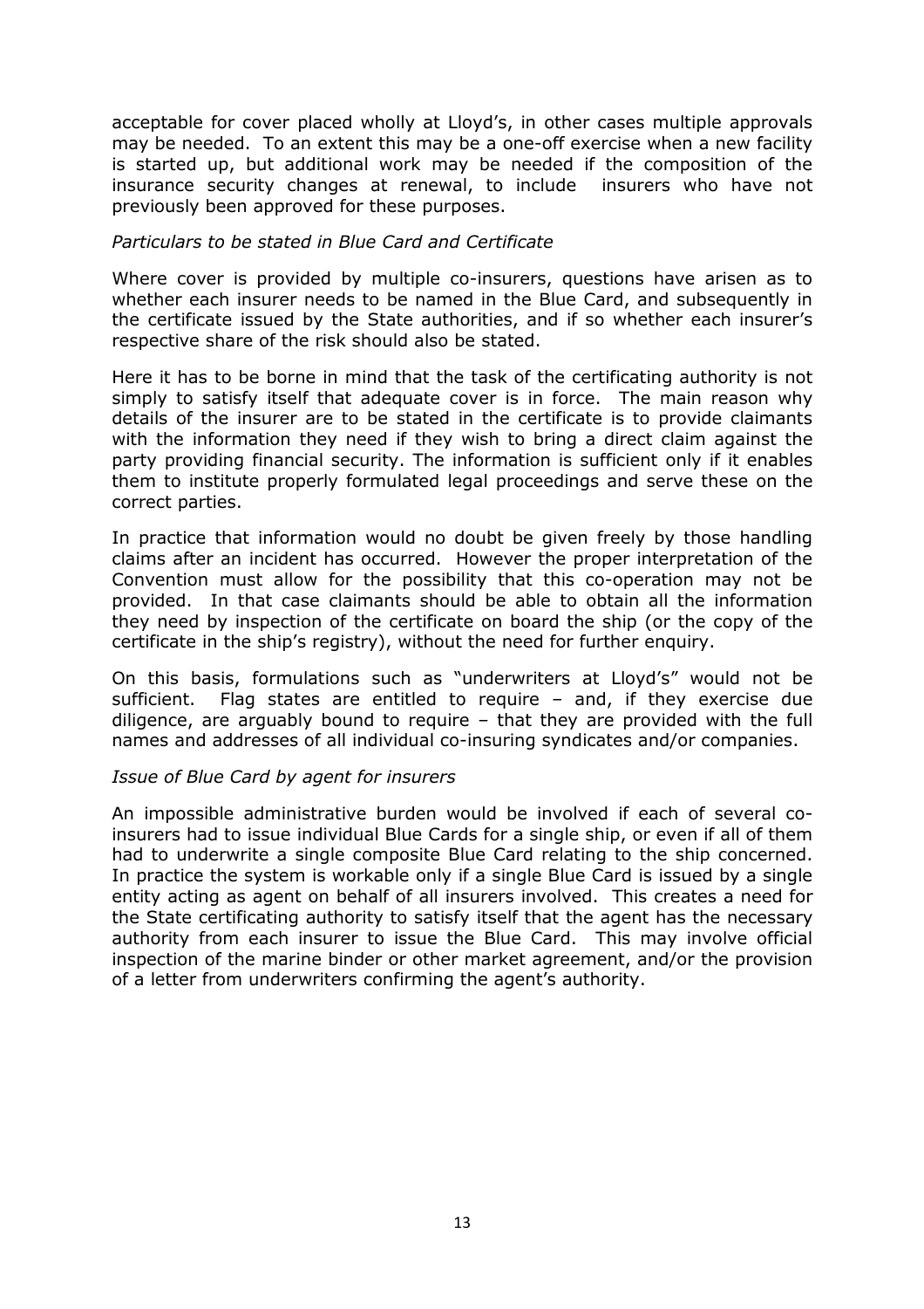acceptable for cover placed wholly at Lloyd's, in other cases multiple approvals may be needed. To an extent this may be a one-off exercise when a new facility is started up, but additional work may be needed if the composition of the insurance security changes at renewal, to include insurers who have not previously been approved for these purposes.

*Particulars to be stated in Blue Card and Certificate*

Where cover is provided by multiple co-insurers, questions have arisen as to whether each insurer needs to be named in the Blue Card, and subsequently in the certificate issued by the State authorities, and if so whether each insurer's respective share of the risk should also be stated.

Here it has to be borne in mind that the task of the certificating authority is not simply to satisfy itself that adequate cover is in force. The main reason why details of the insurer are to be stated in the certificate is to provide claimants with the information they need if they wish to bring a direct claim against the party providing financial security. The information is sufficient only if it enables them to institute properly formulated legal proceedings and serve these on the correct parties.

In practice that information would no doubt be given freely by those handling claims after an incident has occurred. However the proper interpretation of the Convention must allow for the possibility that this co-operation may not be provided. In that case claimants should be able to obtain all the information they need by inspection of the certificate on board the ship (or the copy of the certificate in the ship's registry), without the need for further enquiry.

On this basis, formulations such as "underwriters at Lloyd's" would not be sufficient. Flag states are entitled to require – and, if they exercise due diligence, are arguably bound to require – that they are provided with the full names and addresses of all individual co-insuring syndicates and/or companies.

*Issue of Blue Card by agent for insurers*

An impossible administrative burden would be involved if each of several co-insurers had to issue individual Blue Cards for a single ship, or even if all of them had to underwrite a single composite Blue Card relating to the ship concerned. In practice the system is workable only if a single Blue Card is issued by a single entity acting as agent on behalf of all insurers involved. This creates a need for the State certificating authority to satisfy itself that the agent has the necessary authority from each insurer to issue the Blue Card. This may involve official inspection of the marine binder or other market agreement, and/or the provision of a letter from underwriters confirming the agent's authority.